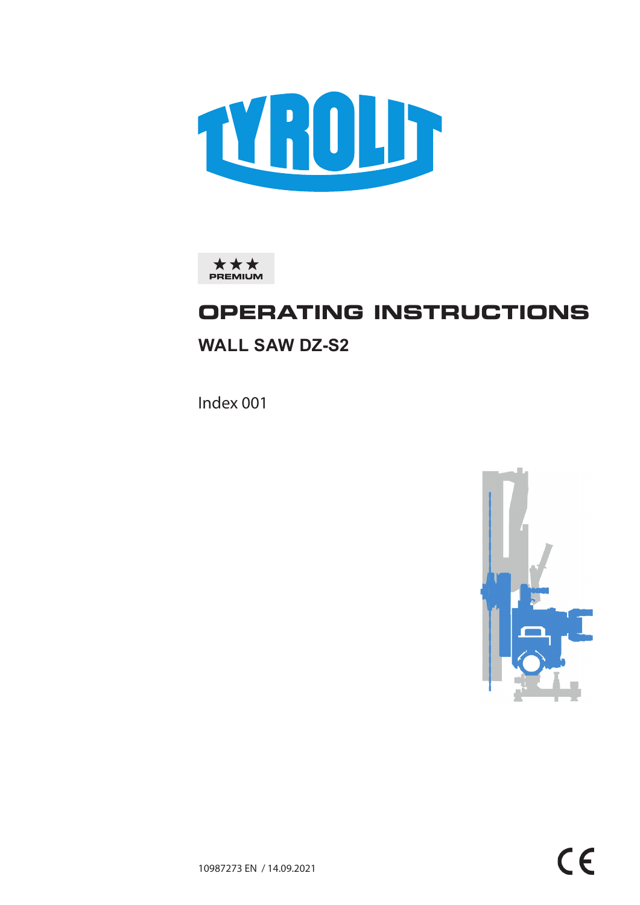TYROLIT

★★★
PREMIUM

# OPERATING INSTRUCTIONS

## WALL SAW DZ-S2

Index 001

10987273 EN / 14.09.2021

CE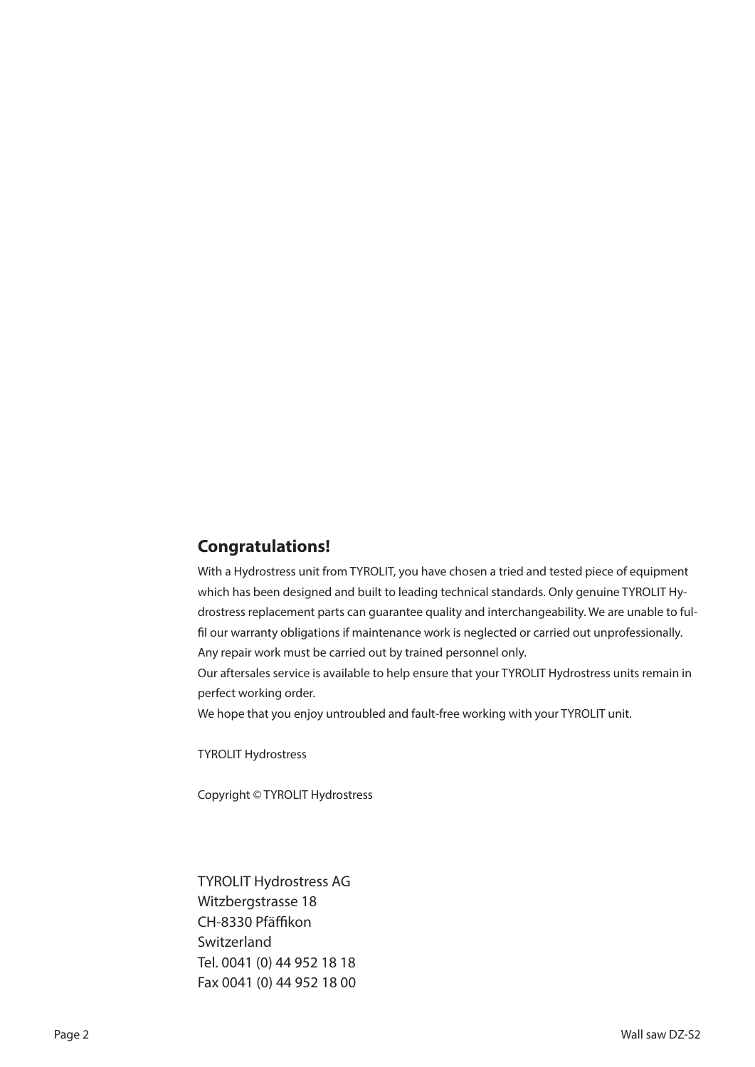## Congratulations!

With a Hydrostress unit from TYROLIT, you have chosen a tried and tested piece of equipment which has been designed and built to leading technical standards. Only genuine TYROLIT Hydrostress replacement parts can guarantee quality and interchangeability. We are unable to fulfil our warranty obligations if maintenance work is neglected or carried out unprofessionally. Any repair work must be carried out by trained personnel only.

Our aftersales service is available to help ensure that your TYROLIT Hydrostress units remain in perfect working order.

We hope that you enjoy untroubled and fault-free working with your TYROLIT unit.

TYROLIT Hydrostress

Copyright © TYROLIT Hydrostress

TYROLIT Hydrostress AG
Witzbergstrasse 18
CH-8330 Pfäffikon
Switzerland
Tel. 0041 (0) 44 952 18 18
Fax 0041 (0) 44 952 18 00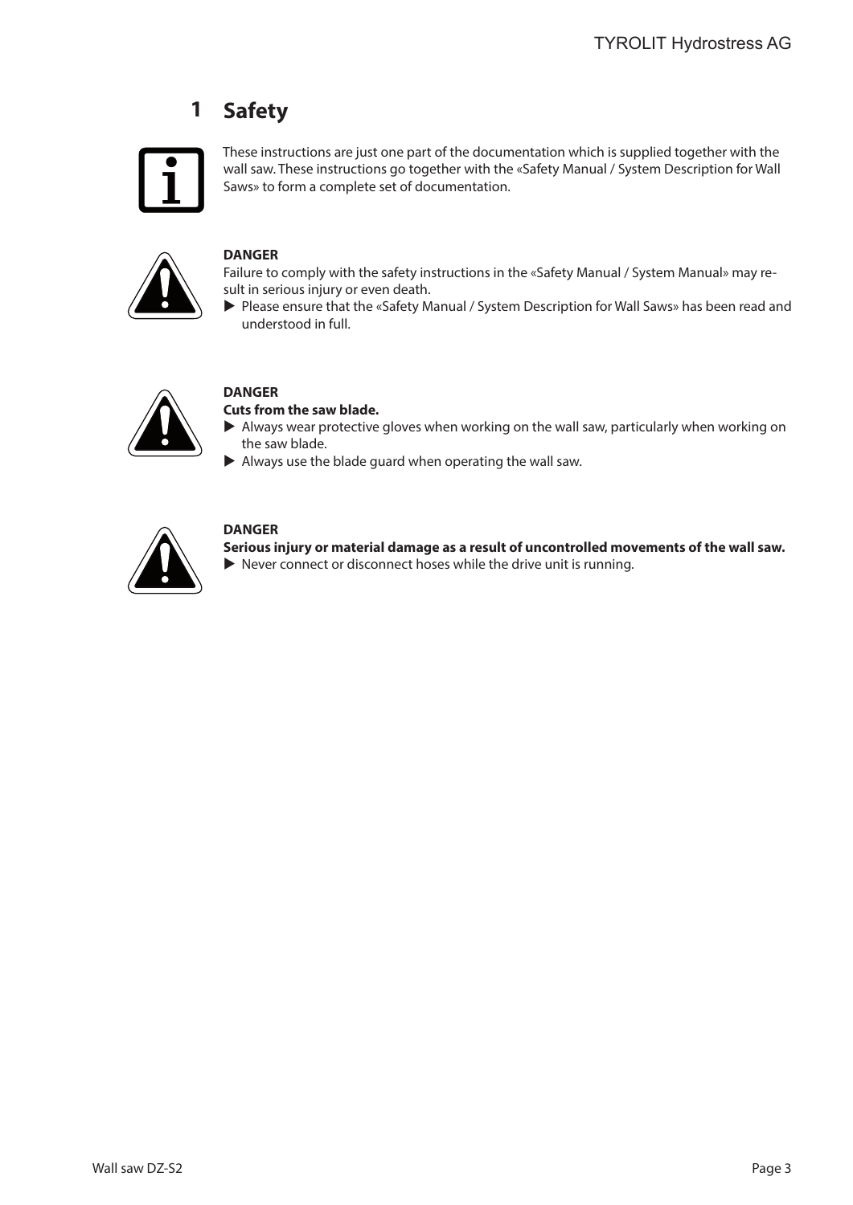# 1 Safety

These instructions are just one part of the documentation which is supplied together with the wall saw. These instructions go together with the «Safety Manual / System Description for Wall Saws» to form a complete set of documentation.

**DANGER**

Failure to comply with the safety instructions in the «Safety Manual / System Manual» may result in serious injury or even death.

- Please ensure that the «Safety Manual / System Description for Wall Saws» has been read and understood in full.

**DANGER**

**Cuts from the saw blade.**

- Always wear protective gloves when working on the wall saw, particularly when working on the saw blade.
- Always use the blade guard when operating the wall saw.

**DANGER**

**Serious injury or material damage as a result of uncontrolled movements of the wall saw.**

- Never connect or disconnect hoses while the drive unit is running.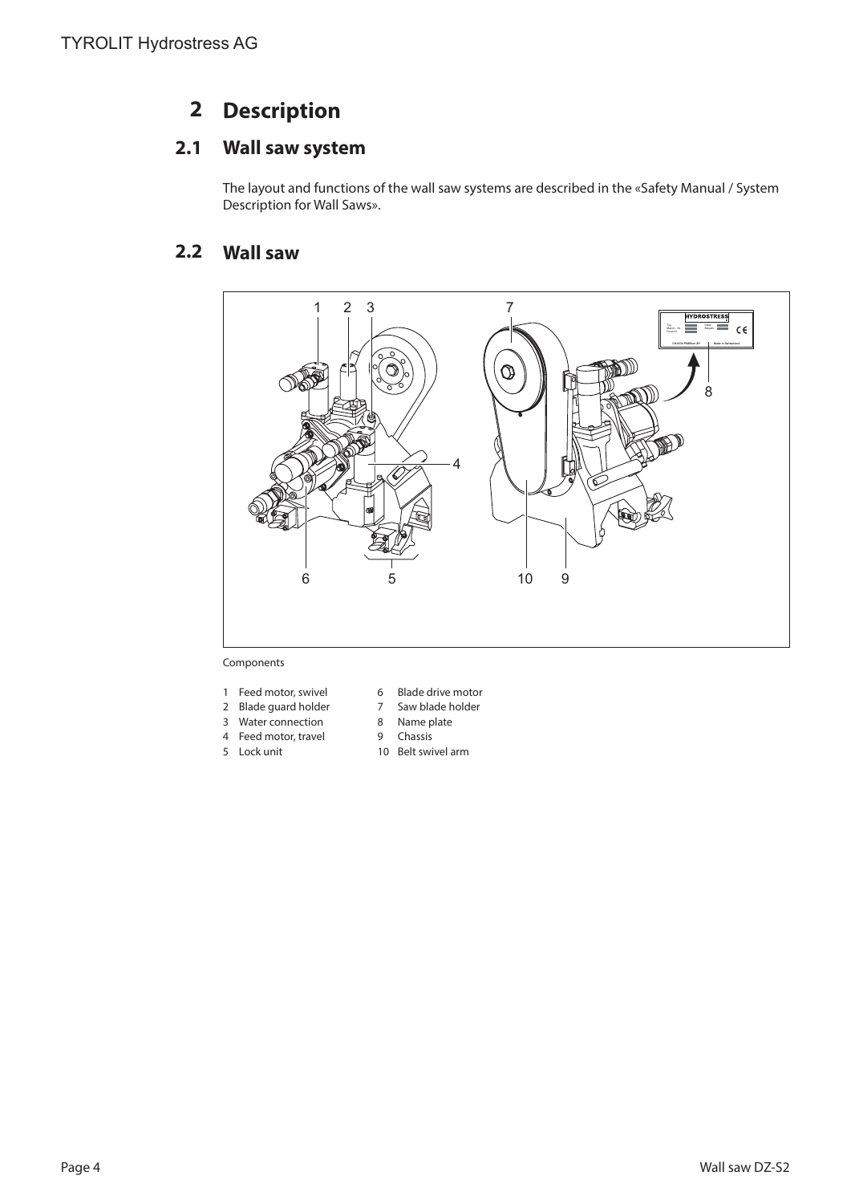# 2 Description

## 2.1 Wall saw system

The layout and functions of the wall saw systems are described in the «Safety Manual / System Description for Wall Saws».

## 2.2 Wall saw

Components

1. Feed motor, swivel
2. Blade guard holder
3. Water connection
4. Feed motor, travel
5. Lock unit
6. Blade drive motor
7. Saw blade holder
8. Name plate
9. Chassis
10. Belt swivel arm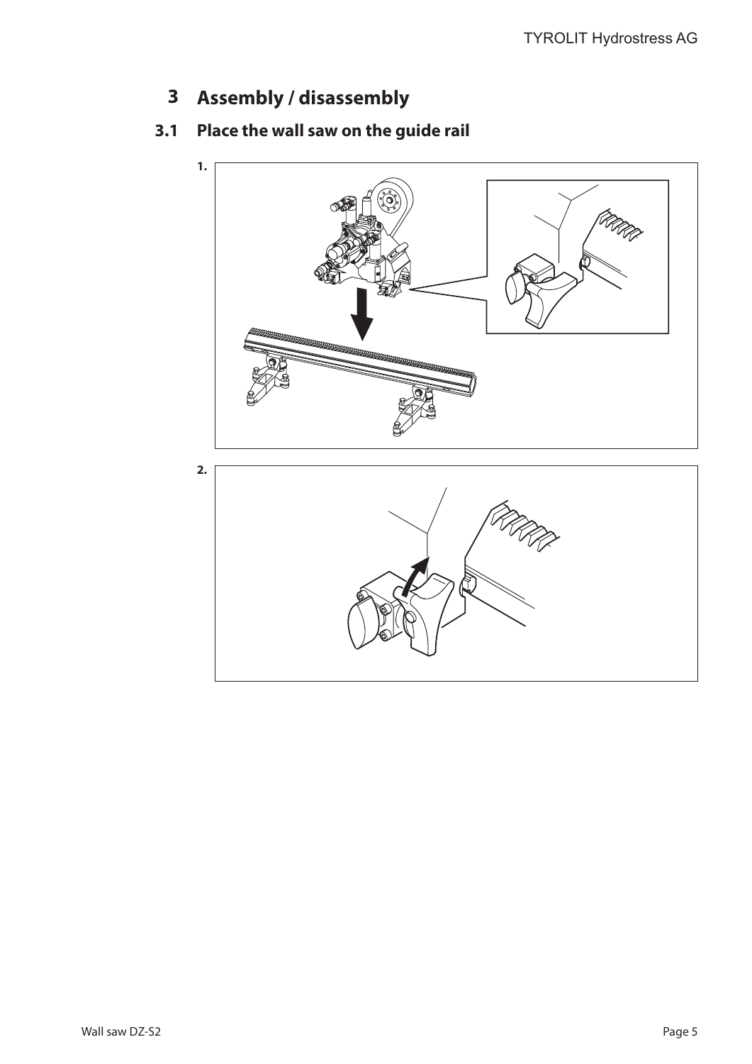# 3 Assembly / disassembly

## 3.1 Place the wall saw on the guide rail

1.

2.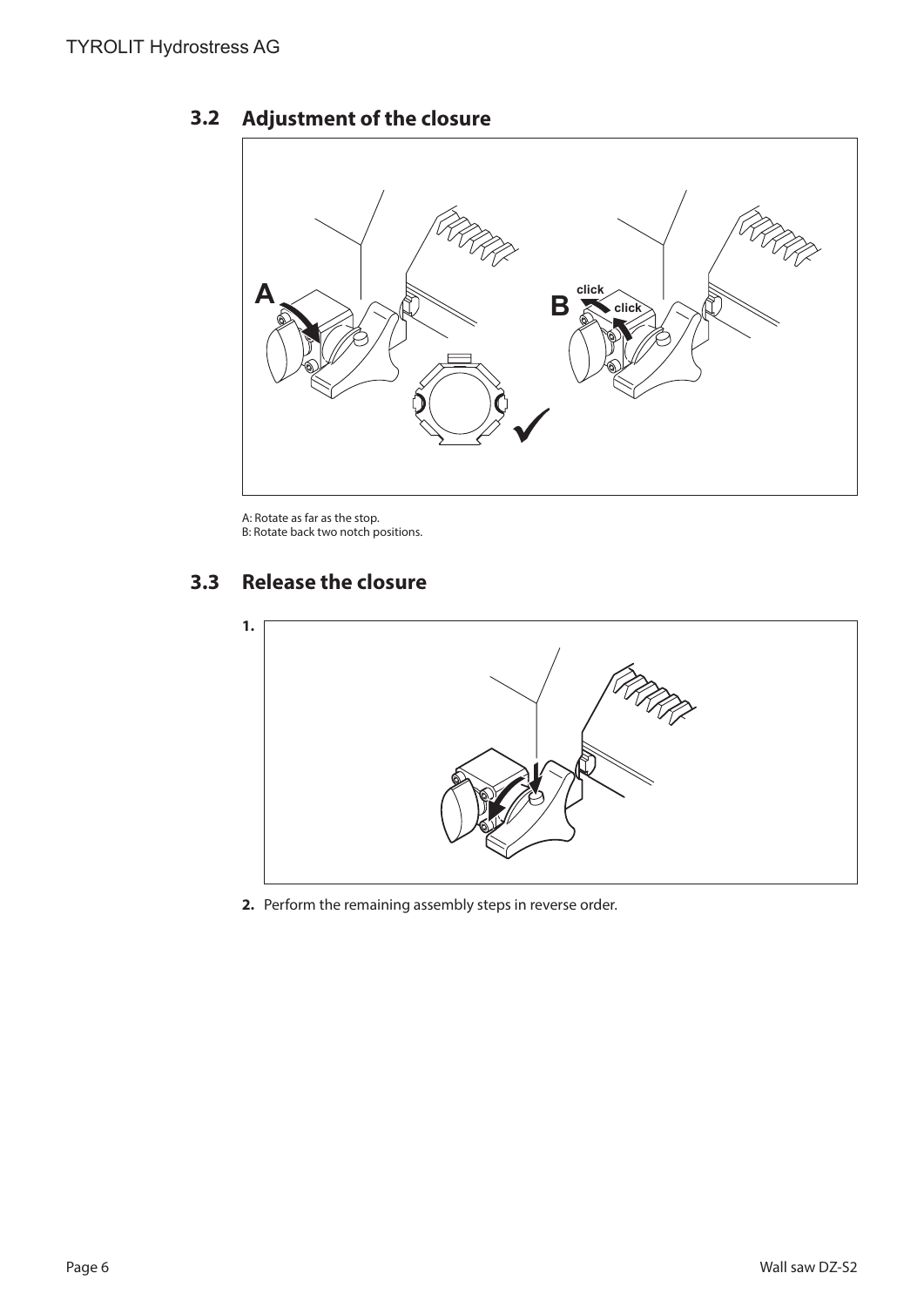## 3.2 Adjustment of the closure

A: Rotate as far as the stop.
B: Rotate back two notch positions.

## 3.3 Release the closure

1.

2. Perform the remaining assembly steps in reverse order.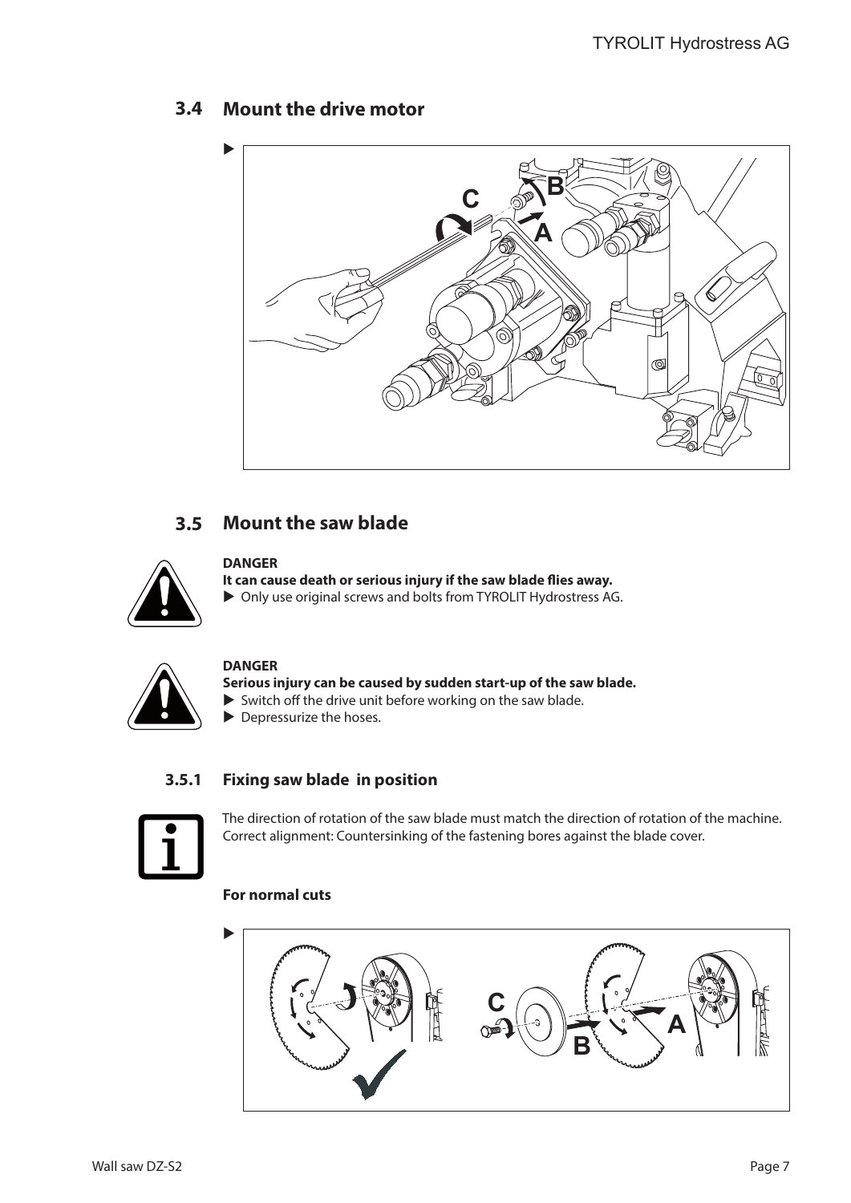## 3.4 Mount the drive motor

▶

## 3.5 Mount the saw blade

**DANGER**

**It can cause death or serious injury if the saw blade flies away.**

▶ Only use original screws and bolts from TYROLIT Hydrostress AG.

**DANGER**

**Serious injury can be caused by sudden start-up of the saw blade.**

▶ Switch off the drive unit before working on the saw blade.

▶ Depressurize the hoses.

### 3.5.1 Fixing saw blade in position

The direction of rotation of the saw blade must match the direction of rotation of the machine. Correct alignment: Countersinking of the fastening bores against the blade cover.

**For normal cuts**

▶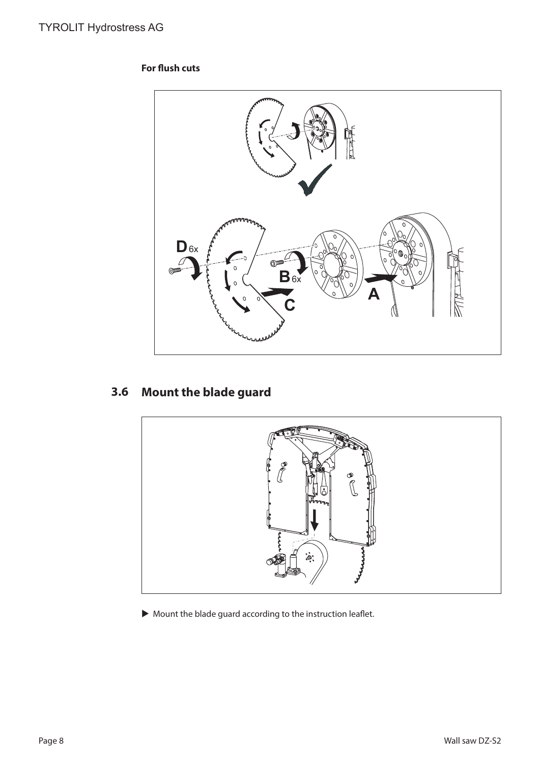**For flush cuts**

## 3.6 Mount the blade guard

▶ Mount the blade guard according to the instruction leaflet.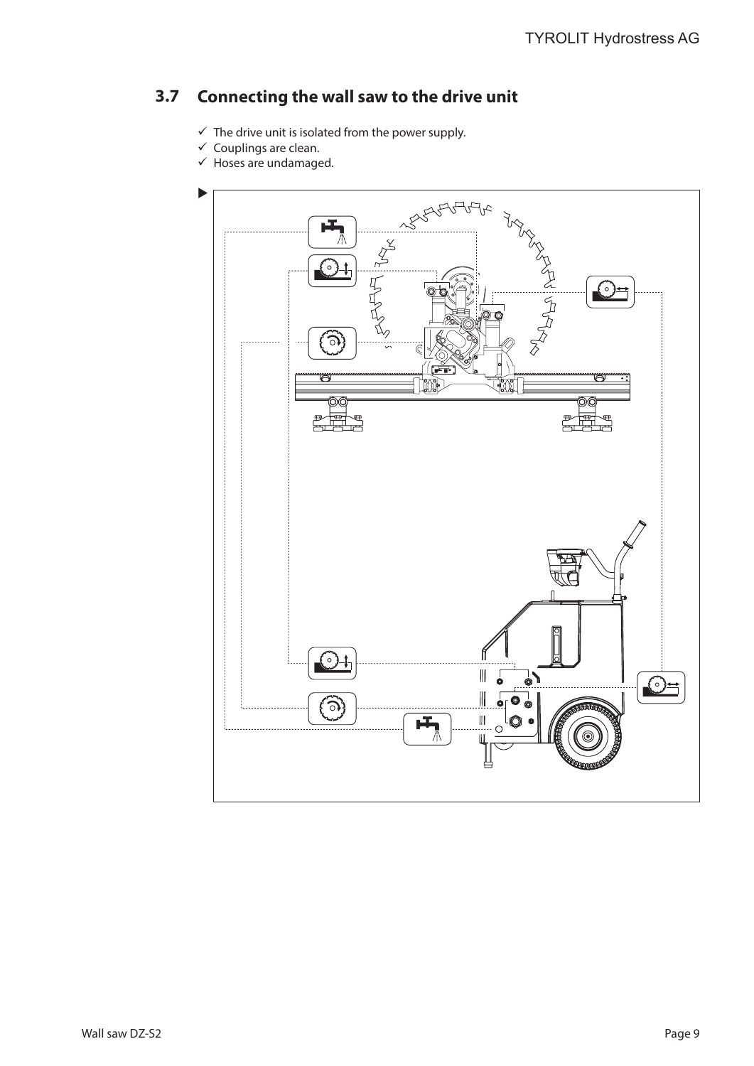## 3.7 Connecting the wall saw to the drive unit

- ✓ The drive unit is isolated from the power supply.
- ✓ Couplings are clean.
- ✓ Hoses are undamaged.

▶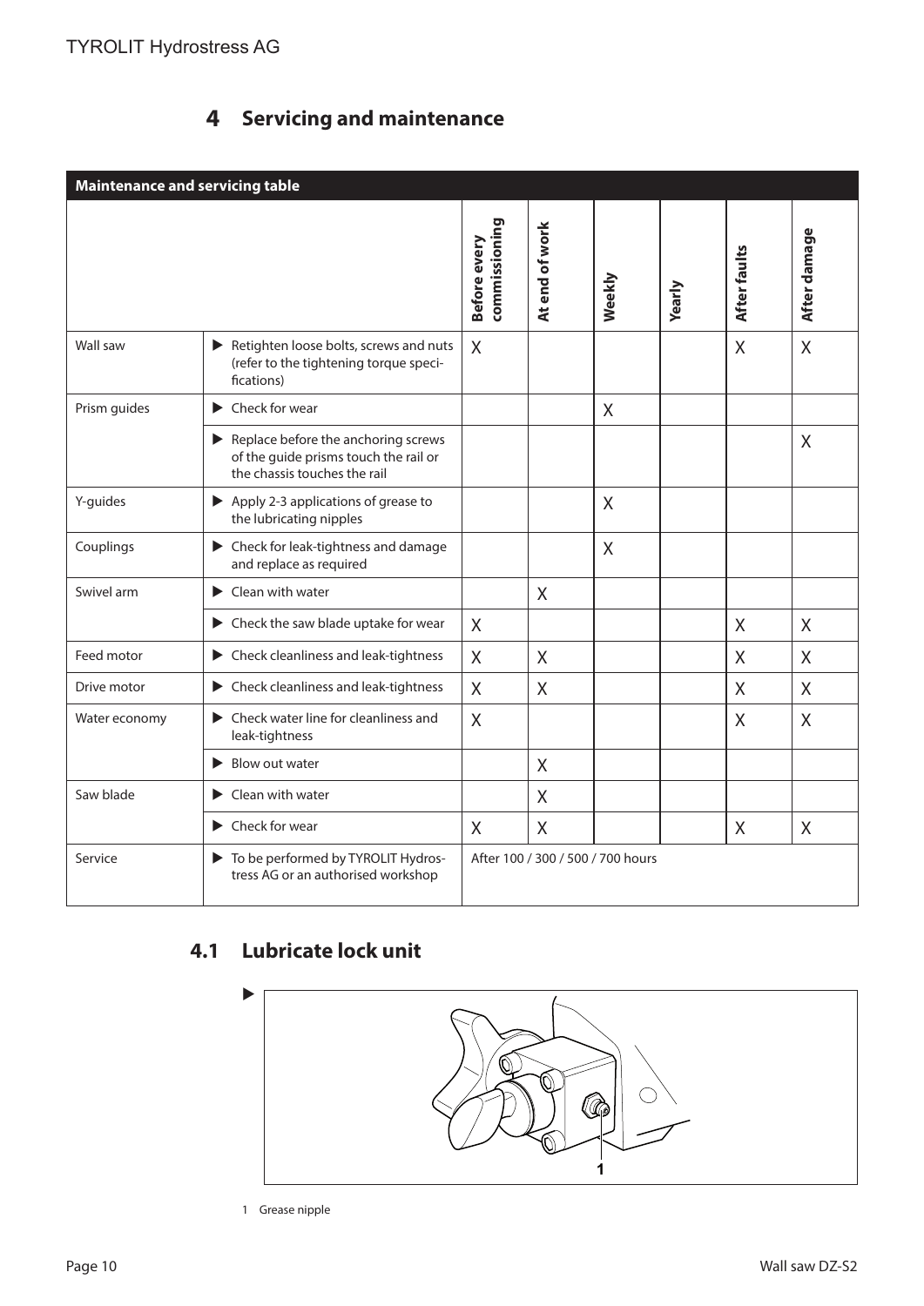# 4 Servicing and maintenance

| Maintenance and servicing table | | | | | | | |
|---|---|---|---|---|---|---|---|
| | | Before every commissioning | At end of work | Weekly | Yearly | After faults | After damage |
| Wall saw | ▶ Retighten loose bolts, screws and nuts (refer to the tightening torque specifications) | X | | | | X | X |
| Prism guides | ▶ Check for wear | | | X | | | |
| | ▶ Replace before the anchoring screws of the guide prisms touch the rail or the chassis touches the rail | | | | | | X |
| Y-guides | ▶ Apply 2-3 applications of grease to the lubricating nipples | | | X | | | |
| Couplings | ▶ Check for leak-tightness and damage and replace as required | | | X | | | |
| Swivel arm | ▶ Clean with water | | X | | | | |
| | ▶ Check the saw blade uptake for wear | X | | | | X | X |
| Feed motor | ▶ Check cleanliness and leak-tightness | X | X | | | X | X |
| Drive motor | ▶ Check cleanliness and leak-tightness | X | X | | | X | X |
| Water economy | ▶ Check water line for cleanliness and leak-tightness | X | | | | X | X |
| | ▶ Blow out water | | X | | | | |
| Saw blade | ▶ Clean with water | | X | | | | |
| | ▶ Check for wear | X | X | | | X | X |
| Service | ▶ To be performed by TYROLIT Hydrostress AG or an authorised workshop | After 100 / 300 / 500 / 700 hours | | | | | |

## 4.1 Lubricate lock unit

▶

1 Grease nipple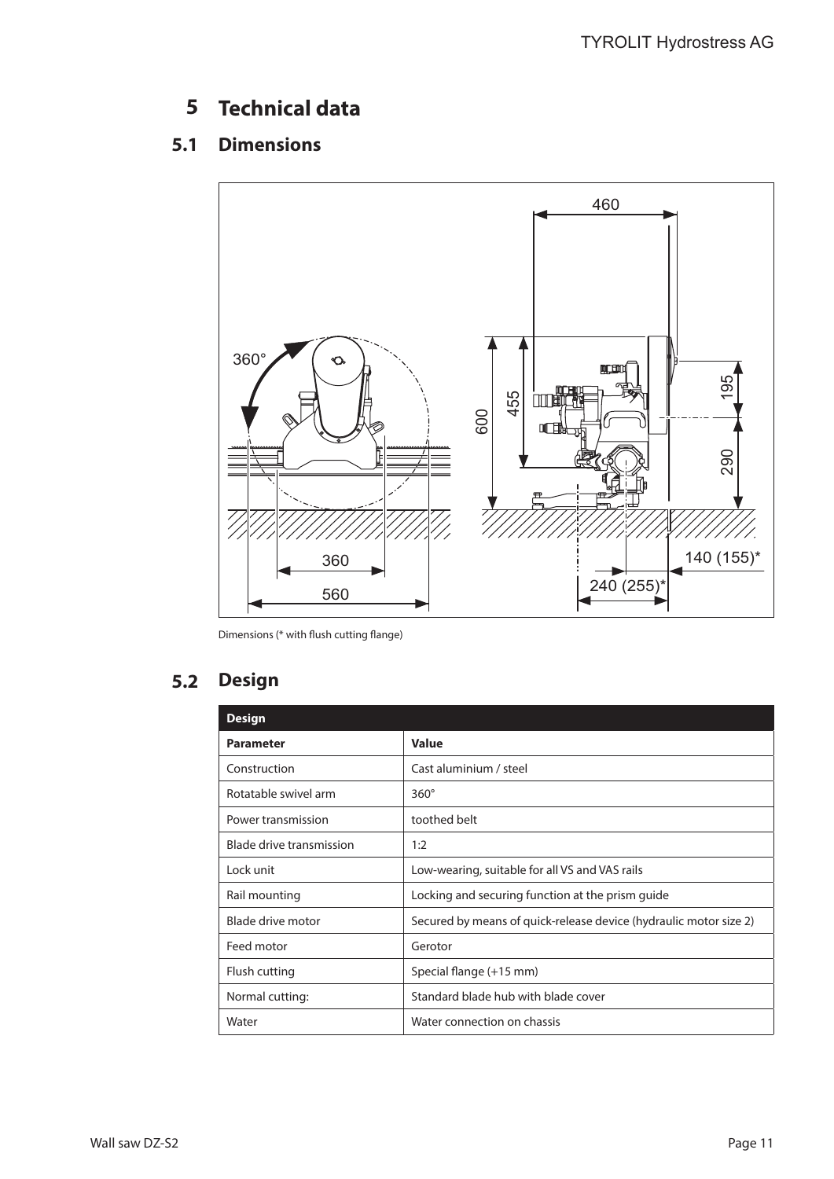# 5 Technical data

## 5.1 Dimensions

Dimensions (* with flush cutting flange)

## 5.2 Design

| Design | |
|---|---|
| **Parameter** | **Value** |
| Construction | Cast aluminium / steel |
| Rotatable swivel arm | 360° |
| Power transmission | toothed belt |
| Blade drive transmission | 1:2 |
| Lock unit | Low-wearing, suitable for all VS and VAS rails |
| Rail mounting | Locking and securing function at the prism guide |
| Blade drive motor | Secured by means of quick-release device (hydraulic motor size 2) |
| Feed motor | Gerotor |
| Flush cutting | Special flange (+15 mm) |
| Normal cutting: | Standard blade hub with blade cover |
| Water | Water connection on chassis |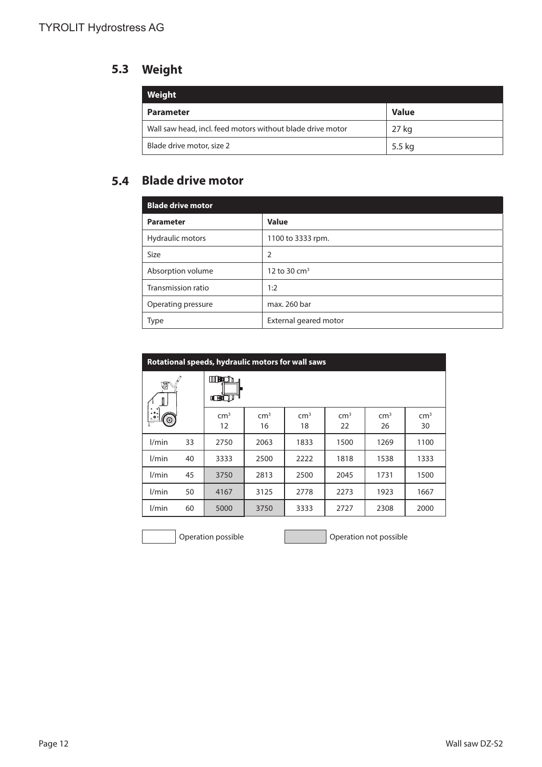## 5.3 Weight

| Weight | |
|---|---|
| **Parameter** | **Value** |
| Wall saw head, incl. feed motors without blade drive motor | 27 kg |
| Blade drive motor, size 2 | 5.5 kg |

## 5.4 Blade drive motor

| Blade drive motor | |
|---|---|
| **Parameter** | **Value** |
| Hydraulic motors | 1100 to 3333 rpm. |
| Size | 2 |
| Absorption volume | 12 to 30 $cm^3$ |
| Transmission ratio | 1:2 |
| Operating pressure | max. 260 bar |
| Type | External geared motor |

| Rotational speeds, hydraulic motors for wall saws | | | | | | | |
|---|---|---|---|---|---|---|---|
| | | $cm^3$ 12 | $cm^3$ 16 | $cm^3$ 18 | $cm^3$ 22 | $cm^3$ 26 | $cm^3$ 30 |
| l/min | 33 | 2750 | 2063 | 1833 | 1500 | 1269 | 1100 |
| l/min | 40 | 3333 | 2500 | 2222 | 1818 | 1538 | 1333 |
| l/min | 45 | 3750 | 2813 | 2500 | 2045 | 1731 | 1500 |
| l/min | 50 | 4167 | 3125 | 2778 | 2273 | 1923 | 1667 |
| l/min | 60 | 5000 | 3750 | 3333 | 2727 | 2308 | 2000 |

Operation possible: 33 l/min and 40 l/min at all displacements; 45 l/min and 50 l/min at 16 to 30 $cm^3$; 60 l/min at 18 to 30 $cm^3$.

Operation not possible: 45 l/min, 50 l/min and 60 l/min at 12 $cm^3$; 60 l/min at 16 $cm^3$.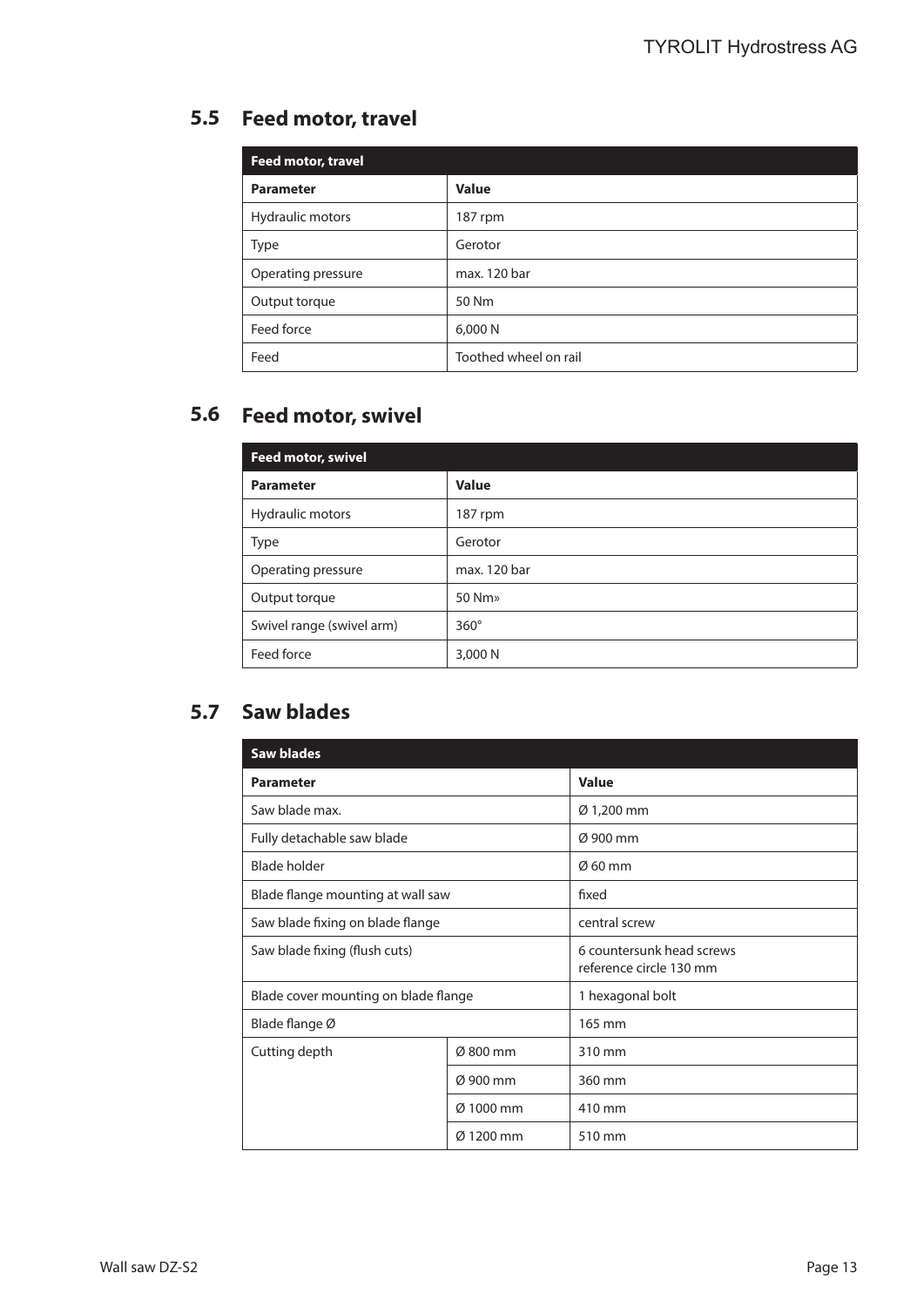## 5.5 Feed motor, travel

| Feed motor, travel | |
|---|---|
| **Parameter** | **Value** |
| Hydraulic motors | 187 rpm |
| Type | Gerotor |
| Operating pressure | max. 120 bar |
| Output torque | 50 Nm |
| Feed force | 6,000 N |
| Feed | Toothed wheel on rail |

## 5.6 Feed motor, swivel

| Feed motor, swivel | |
|---|---|
| **Parameter** | **Value** |
| Hydraulic motors | 187 rpm |
| Type | Gerotor |
| Operating pressure | max. 120 bar |
| Output torque | 50 Nm» |
| Swivel range (swivel arm) | 360° |
| Feed force | 3,000 N |

## 5.7 Saw blades

| Saw blades | | |
|---|---|---|
| **Parameter** | | **Value** |
| Saw blade max. | | Ø 1,200 mm |
| Fully detachable saw blade | | Ø 900 mm |
| Blade holder | | Ø 60 mm |
| Blade flange mounting at wall saw | | fixed |
| Saw blade fixing on blade flange | | central screw |
| Saw blade fixing (flush cuts) | | 6 countersunk head screws reference circle 130 mm |
| Blade cover mounting on blade flange | | 1 hexagonal bolt |
| Blade flange Ø | | 165 mm |
| Cutting depth | Ø 800 mm | 310 mm |
| | Ø 900 mm | 360 mm |
| | Ø 1000 mm | 410 mm |
| | Ø 1200 mm | 510 mm |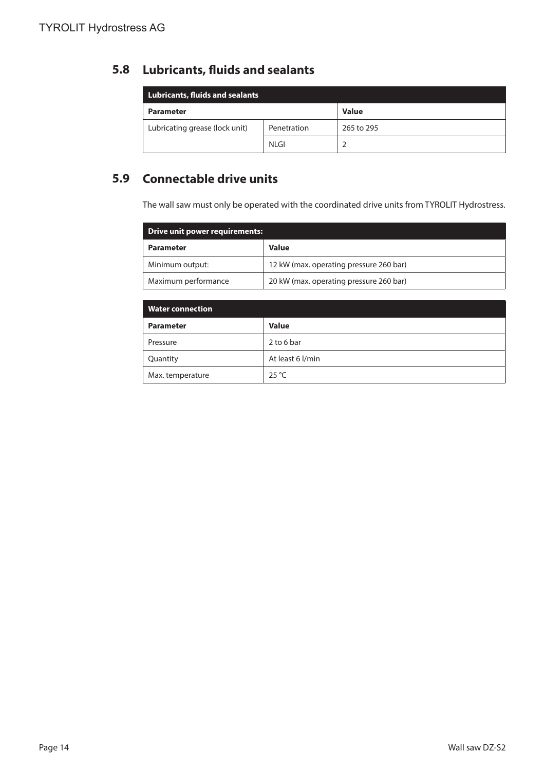## 5.8 Lubricants, fluids and sealants

| Lubricants, fluids and sealants | | |
|---|---|---|
| **Parameter** | | **Value** |
| Lubricating grease (lock unit) | Penetration | 265 to 295 |
| | NLGI | 2 |

## 5.9 Connectable drive units

The wall saw must only be operated with the coordinated drive units from TYROLIT Hydrostress.

| Drive unit power requirements: | |
|---|---|
| **Parameter** | **Value** |
| Minimum output: | 12 kW (max. operating pressure 260 bar) |
| Maximum performance | 20 kW (max. operating pressure 260 bar) |

| Water connection | |
|---|---|
| **Parameter** | **Value** |
| Pressure | 2 to 6 bar |
| Quantity | At least 6 l/min |
| Max. temperature | 25 °C |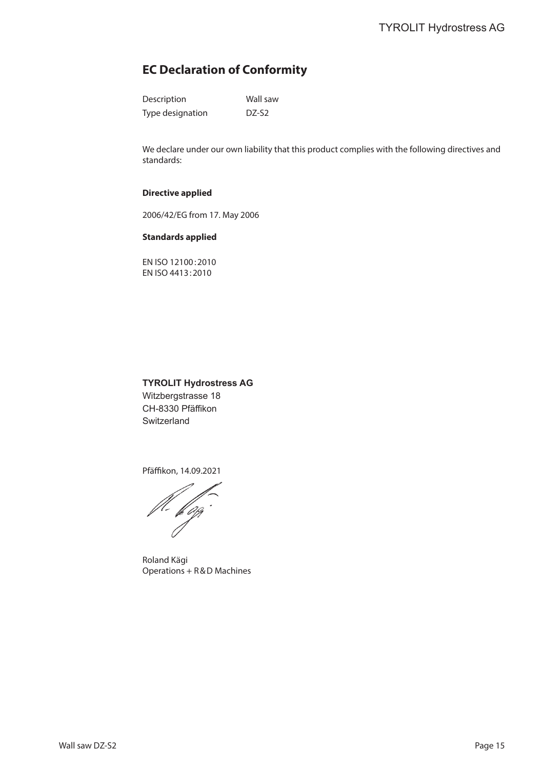## EC Declaration of Conformity

| | |
|---|---|
| Description | Wall saw |
| Type designation | DZ-S2 |

We declare under our own liability that this product complies with the following directives and standards:

**Directive applied**

2006/42/EG from 17. May 2006

**Standards applied**

EN ISO 12100 : 2010
EN ISO 4413 : 2010

**TYROLIT Hydrostress AG**
Witzbergstrasse 18
CH-8330 Pfäffikon
Switzerland

Pfäffikon, 14.09.2021

Roland Kägi
Operations + R & D Machines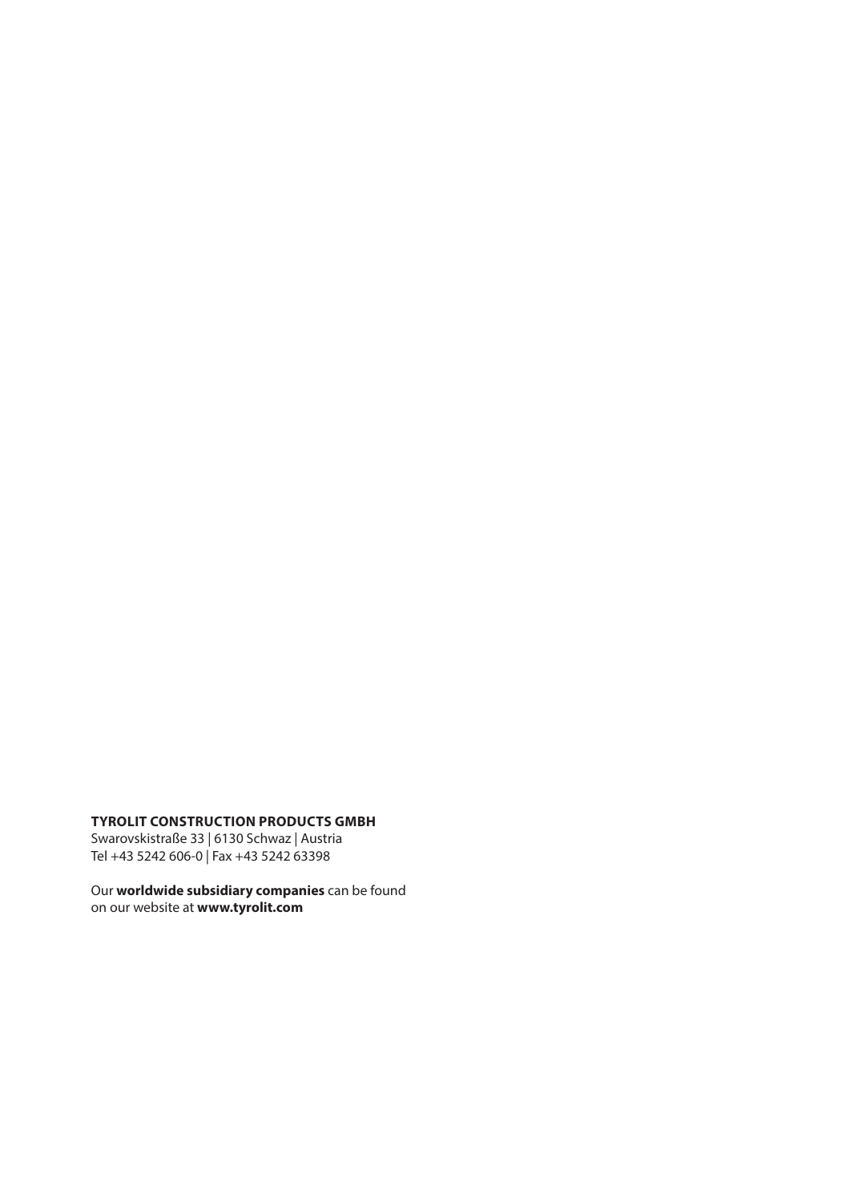**TYROLIT CONSTRUCTION PRODUCTS GMBH**
Swarovskistraße 33 | 6130 Schwaz | Austria
Tel +43 5242 606-0 | Fax +43 5242 63398

Our **worldwide subsidiary companies** can be found on our website at **www.tyrolit.com**